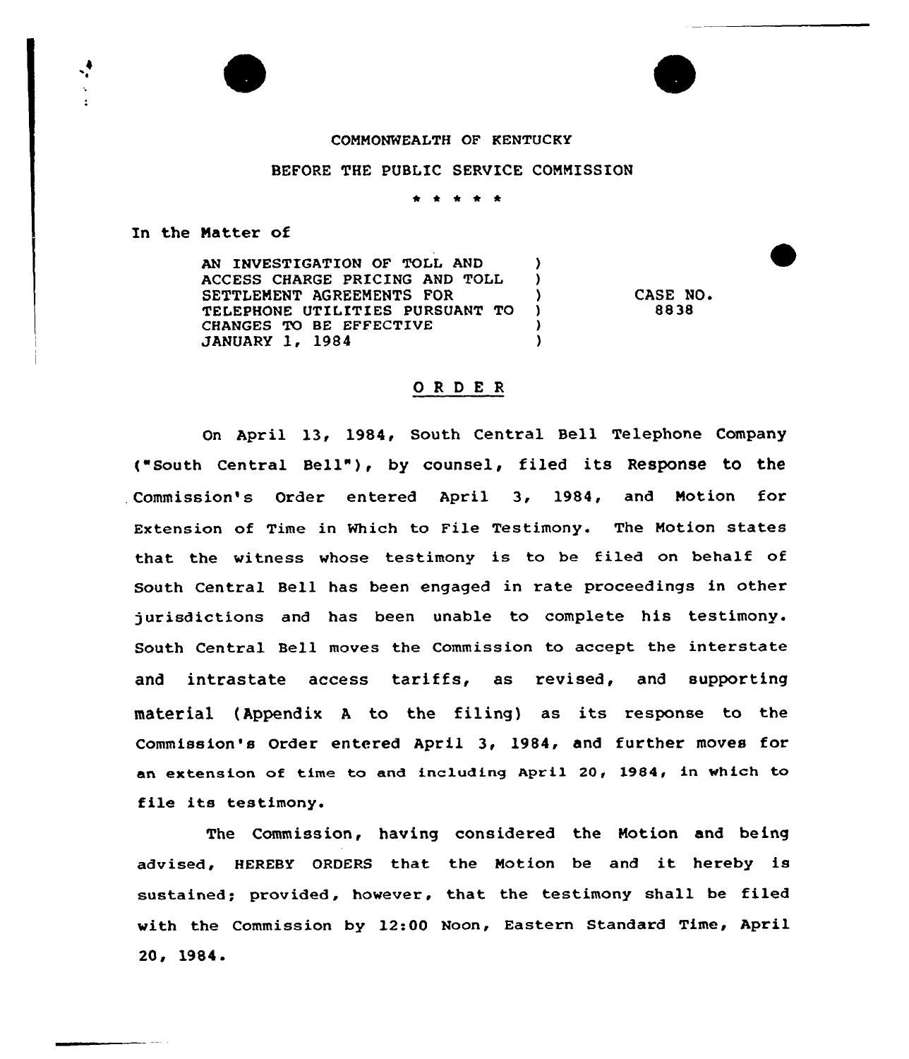COMMONWEALTH OF KENTUCKY

BEFORE THE PUBLIC SERVICE COMMISSION

\* \* \* \* \*

In the Matter of

| | | |
|---|---|---|
| AN INVESTIGATION OF TOLL AND ACCESS CHARGE PRICING AND TOLL SETTLEMENT AGREEMENTS FOR TELEPHONE UTILITIES PURSUANT TO CHANGES TO BE EFFECTIVE JANUARY 1, 1984 | ) | CASE NO. 8838 |

## O R D E R

On April 13, 1984, South Central Bell Telephone Company ("South Central Bell"), by counsel, filed its Response to the Commission's Order entered April 3, 1984, and Motion for Extension of Time in Which to File Testimony. The Motion states that the witness whose testimony is to be filed on behalf of South Central Bell has been engaged in rate proceedings in other jurisdictions and has been unable to complete his testimony. South Central Bell moves the Commission to accept the interstate and intrastate access tariffs, as revised, and supporting material (Appendix A to the filing) as its response to the Commission's Order entered April 3, 1984, and further moves for an extension of time to and including April 20, 1984, in which to file its testimony.

The Commission, having considered the Motion and being advised, HEREBY ORDERS that the Motion be and it hereby is sustained; provided, however, that the testimony shall be filed with the Commission by 12:00 Noon, Eastern Standard Time, April 20, 1984.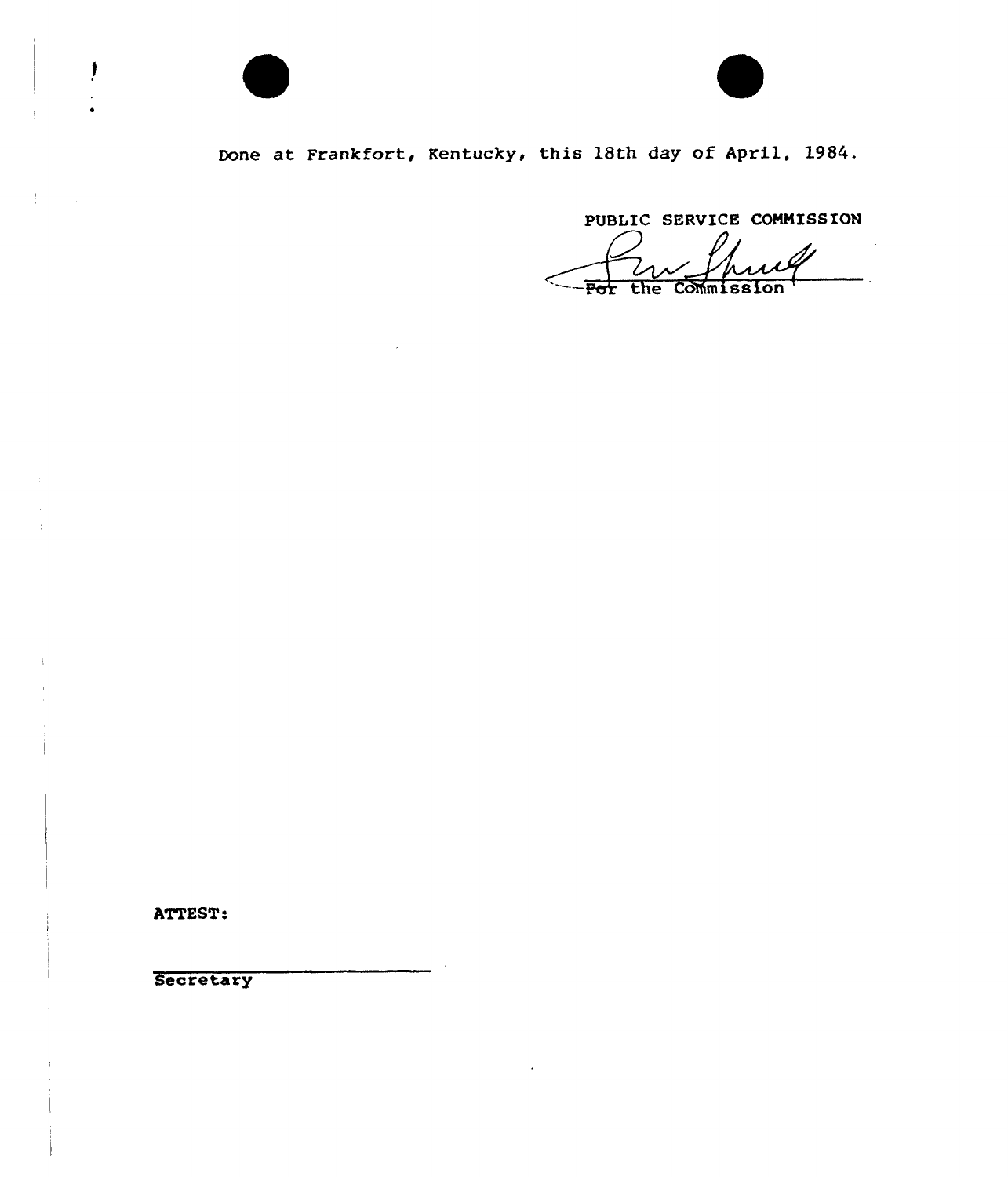Done at Frankfort, Kentucky, this 18th day of April, 1984.

PUBLIC SERVICE COMMISSION

For the Commission

ATTEST:

Secretary